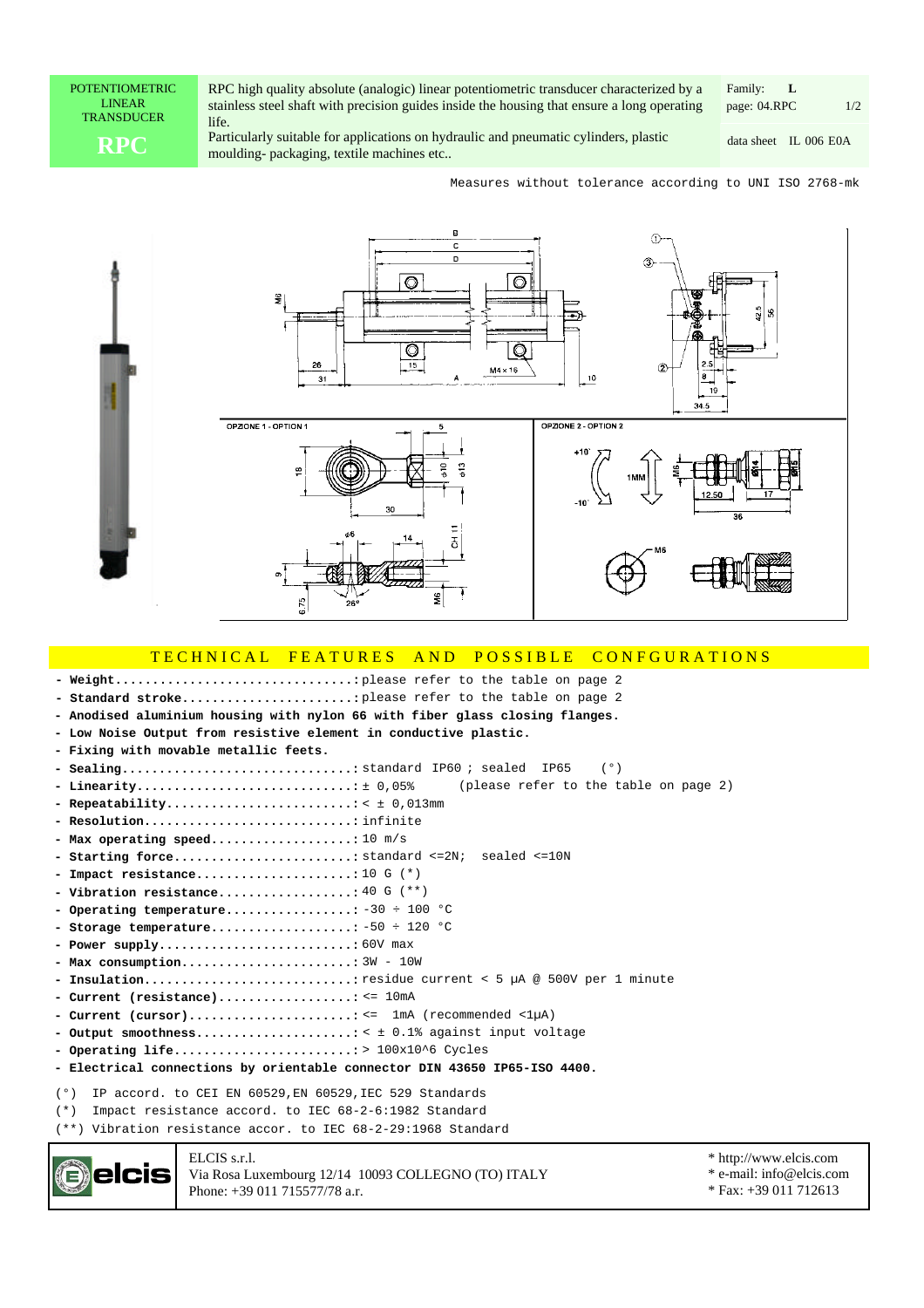**POTENTIOMETRIC LINEAR TRANSDUCER**

# RPC

RPC high quality absolute (analogic) linear potentiometric transducer characterized by a stainless steel shaft with precision guides inside the housing that ensure a long operating life.
Particularly suitable for applications on hydraulic and pneumatic cylinders, plastic moulding- packaging, textile machines etc..

Family: **L**
page: 04.RPC
data sheet IL 006 E0A

Measures without tolerance according to UNI ISO 2768-mk

OPZIONE 1 - OPTION 1

OPZIONE 2 - OPTION 2

## TECHNICAL FEATURES AND POSSIBLE CONFGURATIONS

- **Weight**...............................: please refer to the table on page 2
- **Standard stroke**......................: please refer to the table on page 2
- **Anodised aluminium housing with nylon 66 with fiber glass closing flanges.**
- **Low Noise Output from resistive element in conductive plastic.**
- **Fixing with movable metallic feets.**
- **Sealing**..............................: standard IP60 ; sealed IP65 (°)
- **Linearity**............................: ± 0,05% (please refer to the table on page 2)
- **Repeatability**........................: < ± 0,013mm
- **Resolution**...........................: infinite
- **Max operating speed**..................: 10 m/s
- **Starting force**.......................: standard <=2N; sealed <=10N
- **Impact resistance**....................: 10 G (*)
- **Vibration resistance**.................: 40 G (**)
- **Operating temperature**................: -30 ÷ 100 °C
- **Storage temperature**..................: -50 ÷ 120 °C
- **Power supply**.........................: 60V max
- **Max consumption**......................: 3W - 10W
- **Insulation**...........................: residue current < 5 µA @ 500V per 1 minute
- **Current (resistance)**.................: <= 10mA
- **Current (cursor)**.....................: <= 1mA (recommended <1µA)
- **Output smoothness**....................: < ± 0.1% against input voltage
- **Operating life**.......................: > 100x10^6 Cycles
- **Electrical connections by orientable connector DIN 43650 IP65-ISO 4400.**

(°) IP accord. to CEI EN 60529, EN 60529, IEC 529 Standards
(*) Impact resistance accord. to IEC 68-2-6:1982 Standard
(**) Vibration resistance accor. to IEC 68-2-29:1968 Standard

ELCIS s.r.l.
Via Rosa Luxembourg 12/14 10093 COLLEGNO (TO) ITALY
Phone: +39 011 715577/78 a.r.

* http://www.elcis.com
* e-mail: info@elcis.com
* Fax: +39 011 712613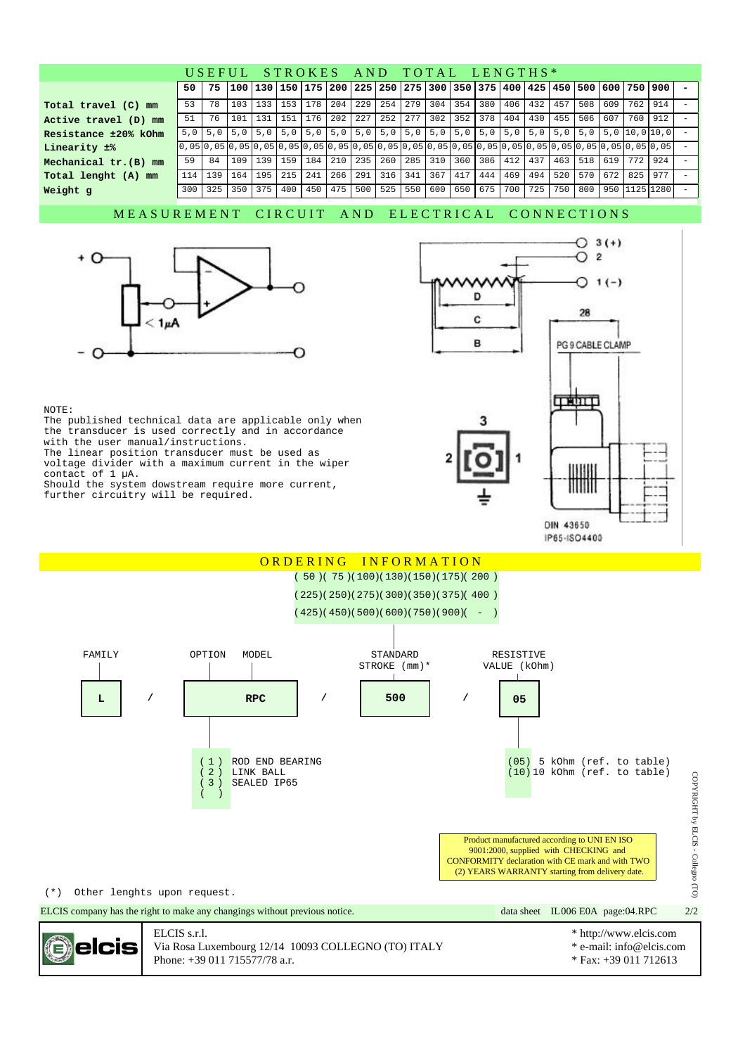## USEFUL STROKES AND TOTAL LENGTHS*

| | 50 | 75 | 100 | 130 | 150 | 175 | 200 | 225 | 250 | 275 | 300 | 350 | 375 | 400 | 425 | 450 | 500 | 600 | 750 | 900 | - |
|---|---|---|---|---|---|---|---|---|---|---|---|---|---|---|---|---|---|---|---|---|---|
| **Total travel (C) mm** | 53 | 78 | 103 | 133 | 153 | 178 | 204 | 229 | 254 | 279 | 304 | 354 | 380 | 406 | 432 | 457 | 508 | 609 | 762 | 914 | - |
| **Active travel (D) mm** | 51 | 76 | 101 | 131 | 151 | 176 | 202 | 227 | 252 | 277 | 302 | 352 | 378 | 404 | 430 | 455 | 506 | 607 | 760 | 912 | - |
| **Resistance ±20% kOhm** | 5,0 | 5,0 | 5,0 | 5,0 | 5,0 | 5,0 | 5,0 | 5,0 | 5,0 | 5,0 | 5,0 | 5,0 | 5,0 | 5,0 | 5,0 | 5,0 | 5,0 | 5,0 | 10,0 | 10,0 | - |
| **Linearity ±%** | 0,05 | 0,05 | 0,05 | 0,05 | 0,05 | 0,05 | 0,05 | 0,05 | 0,05 | 0,05 | 0,05 | 0,05 | 0,05 | 0,05 | 0,05 | 0,05 | 0,05 | 0,05 | 0,05 | 0,05 | - |
| **Mechanical tr.(B) mm** | 59 | 84 | 109 | 139 | 159 | 184 | 210 | 235 | 260 | 285 | 310 | 360 | 386 | 412 | 437 | 463 | 518 | 619 | 772 | 924 | - |
| **Total lenght (A) mm** | 114 | 139 | 164 | 195 | 215 | 241 | 266 | 291 | 316 | 341 | 367 | 417 | 444 | 469 | 494 | 520 | 570 | 672 | 825 | 977 | - |
| **Weight g** | 300 | 325 | 350 | 375 | 400 | 450 | 475 | 500 | 525 | 550 | 600 | 650 | 675 | 700 | 725 | 750 | 800 | 950 | 1125 | 1280 | - |

## MEASUREMENT CIRCUIT AND ELECTRICAL CONNECTIONS

+
−
< 1μA

3 (+)
2
1 (−)
D
C
B
28
PG 9 CABLE CLAMP
3
2
1
DIN 43650
IP65-ISO4400

NOTE:
The published technical data are applicable only when the transducer is used correctly and in accordance with the user manual/instructions.
The linear position transducer must be used as voltage divider with a maximum current in the wiper contact of 1 μA.
Should the system dowstream require more current, further circuitry will be required.

## ORDERING INFORMATION

( 50 )( 75 )(100)(130)(150)(175)( 200 )
(225)(250)(275)(300)(350)(375)( 400 )
(425)(450)(500)(600)(750)(900)( - )

| FAMILY | | OPTION MODEL | | STANDARD STROKE (mm)* | | RESISTIVE VALUE (kOhm) |
|---|---|---|---|---|---|---|
| L | / | RPC | / | 500 | / | 05 |

OPTION:
- ( 1 ) ROD END BEARING
- ( 2 ) LINK BALL
- ( 3 ) SEALED IP65
- ( )

RESISTIVE VALUE:
- (05) 5 kOhm (ref. to table)
- (10) 10 kOhm (ref. to table)

Product manufactured according to UNI EN ISO 9001:2000, supplied with CHECKING and CONFORMITY declaration with CE mark and with TWO (2) YEARS WARRANTY starting from delivery date.

(*) Other lenghts upon request.

COPYRIGHT by ELCIS - Collegno (TO)

ELCIS company has the right to make any changings without previous notice.

data sheet IL006 E0A page:04.RPC

ELCIS s.r.l.
Via Rosa Luxembourg 12/14 10093 COLLEGNO (TO) ITALY
Phone: +39 011 715577/78 a.r.

* http://www.elcis.com
* e-mail: info@elcis.com
* Fax: +39 011 712613